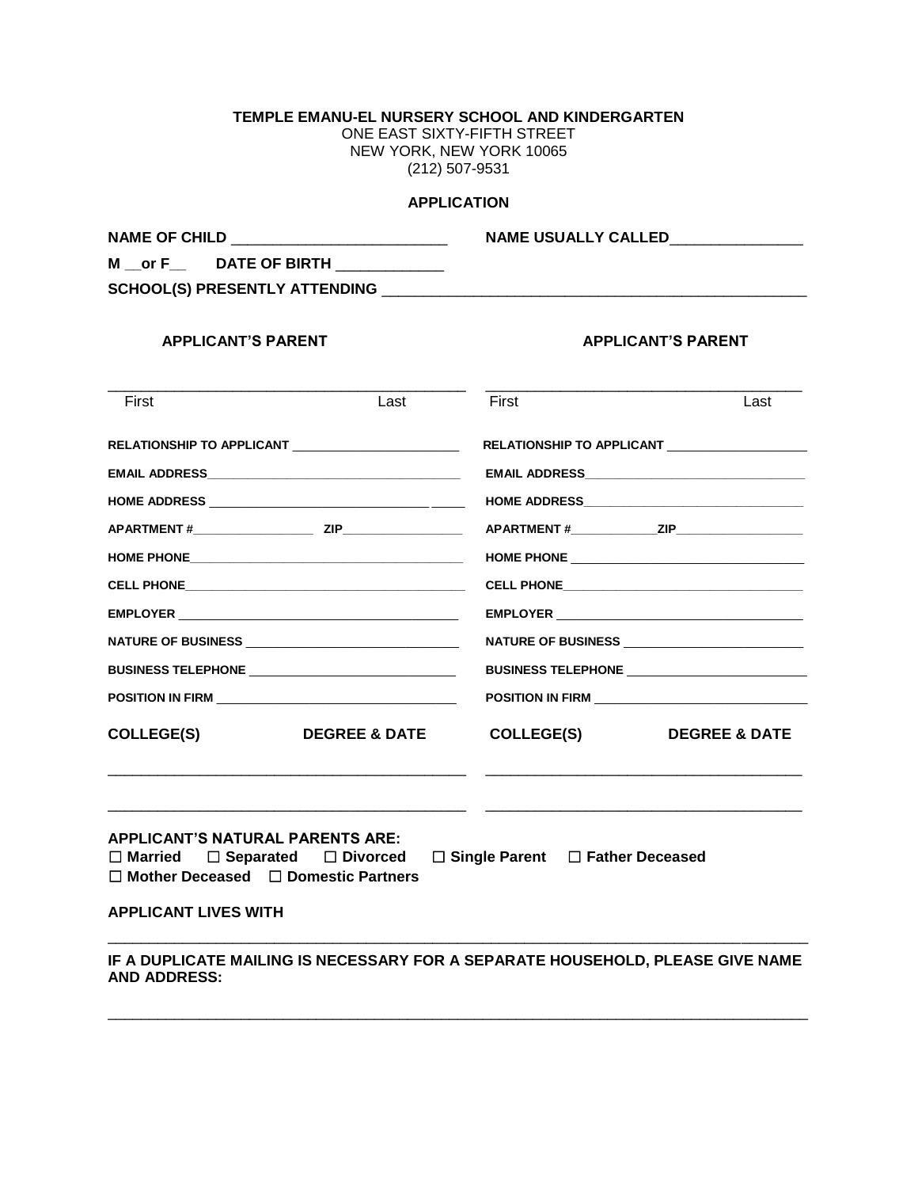**TEMPLE EMANU-EL NURSERY SCHOOL AND KINDERGARTEN**
ONE EAST SIXTY-FIFTH STREET
NEW YORK, NEW YORK 10065
(212) 507-9531

## APPLICATION

**NAME OF CHILD** __________________________ **NAME USUALLY CALLED**________________

**M** __**or F**__ **DATE OF BIRTH** _____________

**SCHOOL(S) PRESENTLY ATTENDING** ____________________________________________________

| **APPLICANT'S PARENT** | **APPLICANT'S PARENT** |
|---|---|
| First ______ Last | First ______ Last |
| **RELATIONSHIP TO APPLICANT** ________ | **RELATIONSHIP TO APPLICANT** ________ |
| **EMAIL ADDRESS** ________ | **EMAIL ADDRESS** ________ |
| **HOME ADDRESS** ________ | **HOME ADDRESS** ________ |
| **APARTMENT #** ________ **ZIP** ________ | **APARTMENT #** ________ **ZIP** ________ |
| **HOME PHONE** ________ | **HOME PHONE** ________ |
| **CELL PHONE** ________ | **CELL PHONE** ________ |
| **EMPLOYER** ________ | **EMPLOYER** ________ |
| **NATURE OF BUSINESS** ________ | **NATURE OF BUSINESS** ________ |
| **BUSINESS TELEPHONE** ________ | **BUSINESS TELEPHONE** ________ |
| **POSITION IN FIRM** ________ | **POSITION IN FIRM** ________ |
| **COLLEGE(S)** **DEGREE & DATE** | **COLLEGE(S)** **DEGREE & DATE** |
| ________________________ | ________________________ |
| ________________________ | ________________________ |

**APPLICANT'S NATURAL PARENTS ARE:**
☐ **Married** ☐ **Separated** ☐ **Divorced** ☐ **Single Parent** ☐ **Father Deceased**
☐ **Mother Deceased** ☐ **Domestic Partners**

**APPLICANT LIVES WITH**

________________________________________________________________________________

**IF A DUPLICATE MAILING IS NECESSARY FOR A SEPARATE HOUSEHOLD, PLEASE GIVE NAME AND ADDRESS:**

________________________________________________________________________________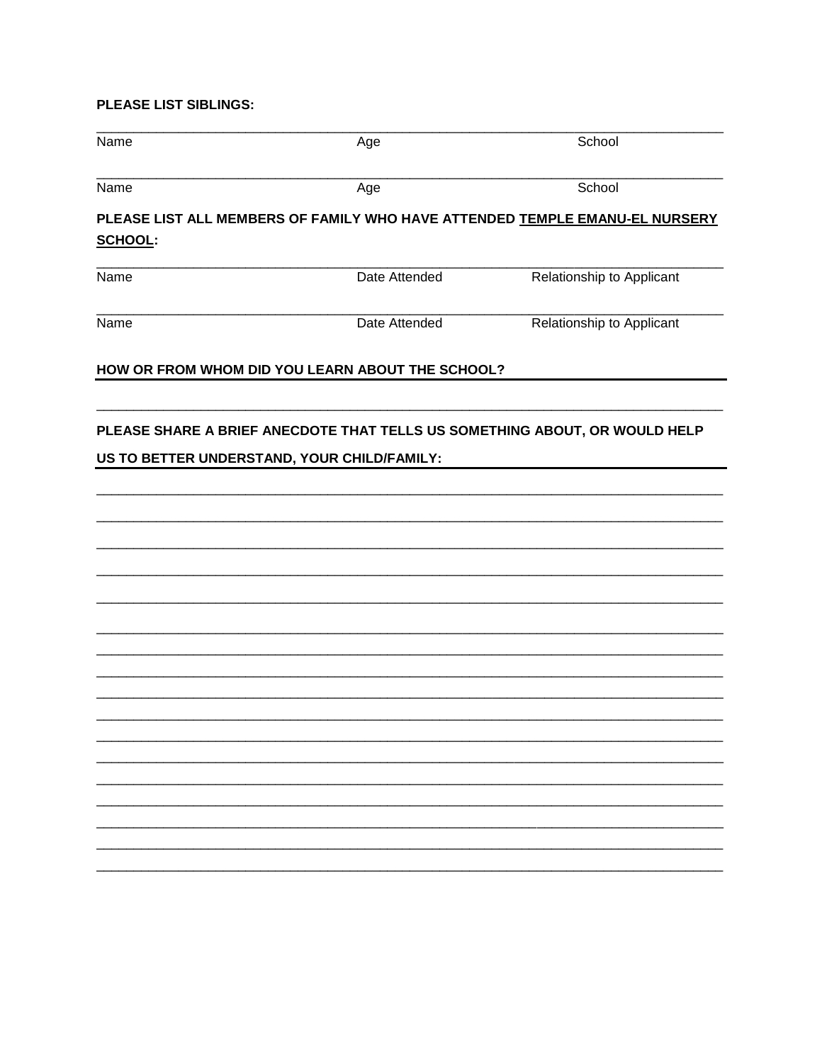**PLEASE LIST SIBLINGS:**

| Name | Age | School |
|---|---|---|
| | | |
| Name | Age | School |
| | | |

**PLEASE LIST ALL MEMBERS OF FAMILY WHO HAVE ATTENDED <u>TEMPLE EMANU-EL NURSERY SCHOOL</u>:**

| Name | Date Attended | Relationship to Applicant |
|---|---|---|
| | | |
| Name | Date Attended | Relationship to Applicant |
| | | |

**HOW OR FROM WHOM DID YOU LEARN ABOUT THE SCHOOL?**

_______________________________________________________________________________

**PLEASE SHARE A BRIEF ANECDOTE THAT TELLS US SOMETHING ABOUT, OR WOULD HELP US TO BETTER UNDERSTAND, YOUR CHILD/FAMILY:**

_______________________________________________________________________________

_______________________________________________________________________________

_______________________________________________________________________________

_______________________________________________________________________________

_______________________________________________________________________________

_______________________________________________________________________________

_______________________________________________________________________________

_______________________________________________________________________________

_______________________________________________________________________________

_______________________________________________________________________________

_______________________________________________________________________________

_______________________________________________________________________________

_______________________________________________________________________________

_______________________________________________________________________________

_______________________________________________________________________________

_______________________________________________________________________________

_______________________________________________________________________________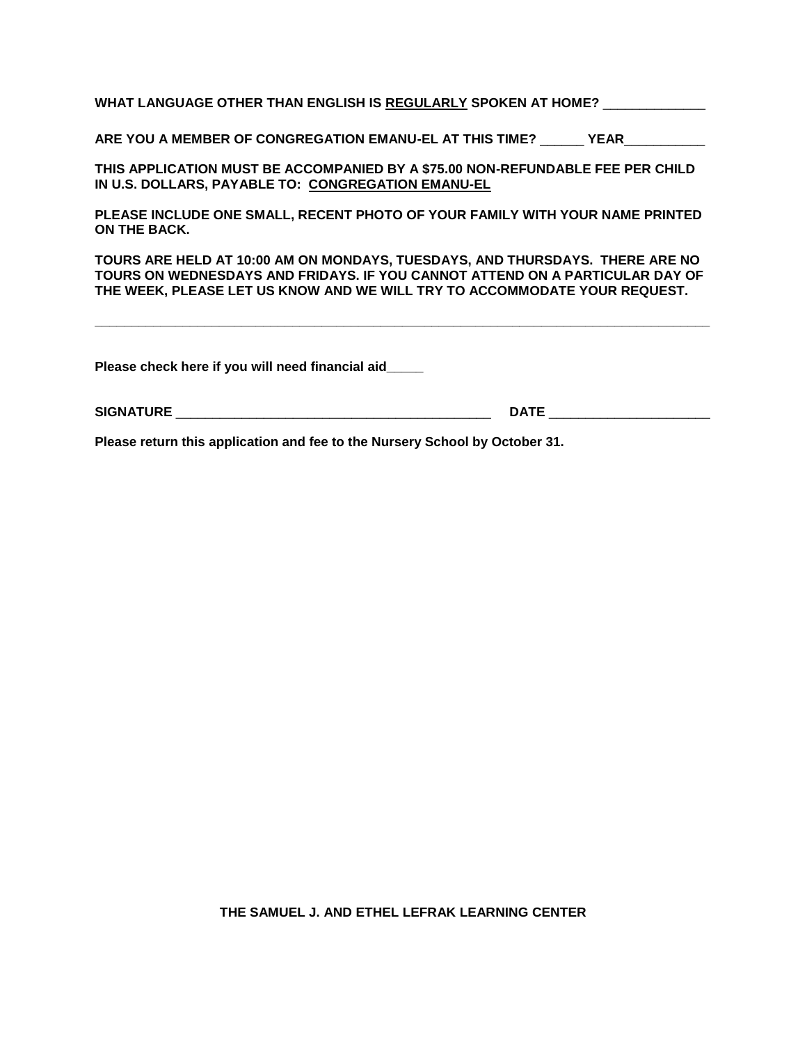**WHAT LANGUAGE OTHER THAN ENGLISH IS REGULARLY SPOKEN AT HOME?** _____________

**ARE YOU A MEMBER OF CONGREGATION EMANU-EL AT THIS TIME?** ______ **YEAR**___________

**THIS APPLICATION MUST BE ACCOMPANIED BY A $75.00 NON-REFUNDABLE FEE PER CHILD IN U.S. DOLLARS, PAYABLE TO: CONGREGATION EMANU-EL**

**PLEASE INCLUDE ONE SMALL, RECENT PHOTO OF YOUR FAMILY WITH YOUR NAME PRINTED ON THE BACK.**

**TOURS ARE HELD AT 10:00 AM ON MONDAYS, TUESDAYS, AND THURSDAYS. THERE ARE NO TOURS ON WEDNESDAYS AND FRIDAYS. IF YOU CANNOT ATTEND ON A PARTICULAR DAY OF THE WEEK, PLEASE LET US KNOW AND WE WILL TRY TO ACCOMMODATE YOUR REQUEST.**

---

**Please check here if you will need financial aid**_____

**SIGNATURE** ___________________________________________ **DATE** _____________________

**Please return this application and fee to the Nursery School by October 31.**

**THE SAMUEL J. AND ETHEL LEFRAK LEARNING CENTER**